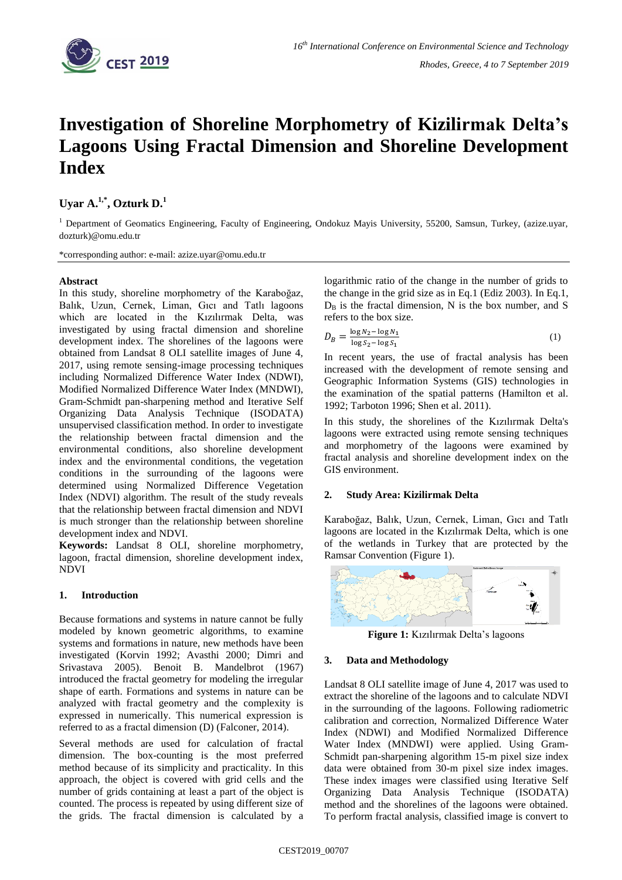# Investigation of Shoreline Morphometry of Kizilirmak Delta's Lagoons Using Fractal Dimension and Shoreline Development Index

**Uyar A.[1,*], Ozturk D.[1]**

[1] Department of Geomatics Engineering, Faculty of Engineering, Ondokuz Mayis University, 55200, Samsun, Turkey, (azize.uyar, dozturk)@omu.edu.tr

*corresponding author: e-mail: azize.uyar@omu.edu.tr

## Abstract

In this study, shoreline morphometry of the Karaboğaz, Balık, Uzun, Cernek, Liman, Gıcı and Tatlı lagoons which are located in the Kızılırmak Delta, was investigated by using fractal dimension and shoreline development index. The shorelines of the lagoons were obtained from Landsat 8 OLI satellite images of June 4, 2017, using remote sensing-image processing techniques including Normalized Difference Water Index (NDWI), Modified Normalized Difference Water Index (MNDWI), Gram-Schmidt pan-sharpening method and Iterative Self Organizing Data Analysis Technique (ISODATA) unsupervised classification method. In order to investigate the relationship between fractal dimension and the environmental conditions, also shoreline development index and the environmental conditions, the vegetation conditions in the surrounding of the lagoons were determined using Normalized Difference Vegetation Index (NDVI) algorithm. The result of the study reveals that the relationship between fractal dimension and NDVI is much stronger than the relationship between shoreline development index and NDVI.

**Keywords:** Landsat 8 OLI, shoreline morphometry, lagoon, fractal dimension, shoreline development index, NDVI

## 1. Introduction

Because formations and systems in nature cannot be fully modeled by known geometric algorithms, to examine systems and formations in nature, new methods have been investigated (Korvin 1992; Avasthi 2000; Dimri and Srivastava 2005). Benoit B. Mandelbrot (1967) introduced the fractal geometry for modeling the irregular shape of earth. Formations and systems in nature can be analyzed with fractal geometry and the complexity is expressed in numerically. This numerical expression is referred to as a fractal dimension (D) (Falconer, 2014).

Several methods are used for calculation of fractal dimension. The box-counting is the most preferred method because of its simplicity and practicality. In this approach, the object is covered with grid cells and the number of grids containing at least a part of the object is counted. The process is repeated by using different size of the grids. The fractal dimension is calculated by a logarithmic ratio of the change in the number of grids to the change in the grid size as in Eq.1 (Ediz 2003). In Eq.1, $D_B$ is the fractal dimension, N is the box number, and S refers to the box size.

$$D_B = \frac{\log N_2 - \log N_1}{\log S_2 - \log S_1} \tag{1}$$

In recent years, the use of fractal analysis has been increased with the development of remote sensing and Geographic Information Systems (GIS) technologies in the examination of the spatial patterns (Hamilton et al. 1992; Tarboton 1996; Shen et al. 2011).

In this study, the shorelines of the Kızılırmak Delta's lagoons were extracted using remote sensing techniques and morphometry of the lagoons were examined by fractal analysis and shoreline development index on the GIS environment.

## 2. Study Area: Kizilirmak Delta

Karaboğaz, Balık, Uzun, Cernek, Liman, Gıcı and Tatlı lagoons are located in the Kızılırmak Delta, which is one of the wetlands in Turkey that are protected by the Ramsar Convention (Figure 1).

**Figure 1:** Kızılırmak Delta's lagoons

## 3. Data and Methodology

Landsat 8 OLI satellite image of June 4, 2017 was used to extract the shoreline of the lagoons and to calculate NDVI in the surrounding of the lagoons. Following radiometric calibration and correction, Normalized Difference Water Index (NDWI) and Modified Normalized Difference Water Index (MNDWI) were applied. Using Gram-Schmidt pan-sharpening algorithm 15-m pixel size index data were obtained from 30-m pixel size index images. These index images were classified using Iterative Self Organizing Data Analysis Technique (ISODATA) method and the shorelines of the lagoons were obtained. To perform fractal analysis, classified image is convert to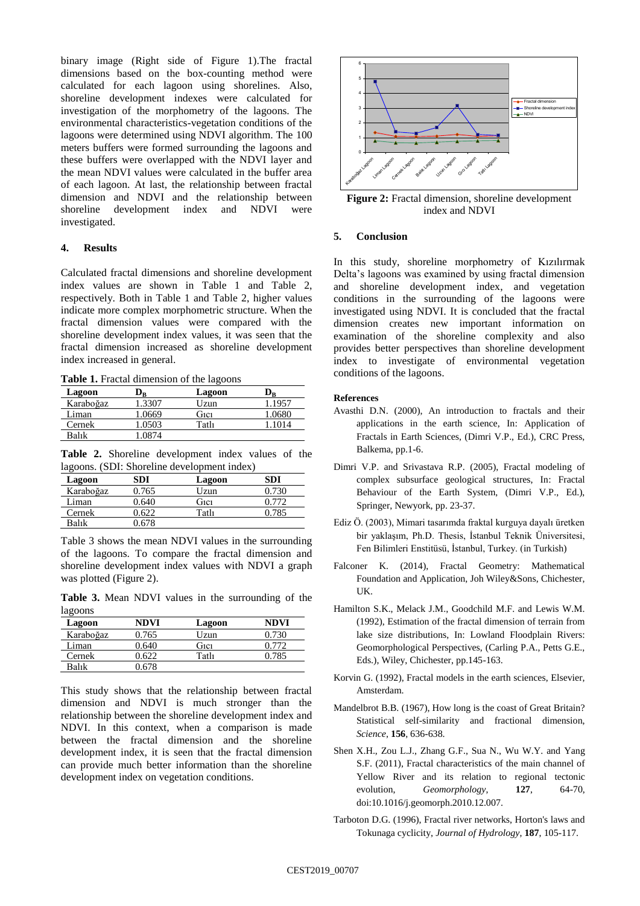binary image (Right side of Figure 1).The fractal dimensions based on the box-counting method were calculated for each lagoon using shorelines. Also, shoreline development indexes were calculated for investigation of the morphometry of the lagoons. The environmental characteristics-vegetation conditions of the lagoons were determined using NDVI algorithm. The 100 meters buffers were formed surrounding the lagoons and these buffers were overlapped with the NDVI layer and the mean NDVI values were calculated in the buffer area of each lagoon. At last, the relationship between fractal dimension and NDVI and the relationship between shoreline development index and NDVI were investigated.

## 4. Results

Calculated fractal dimensions and shoreline development index values are shown in Table 1 and Table 2, respectively. Both in Table 1 and Table 2, higher values indicate more complex morphometric structure. When the fractal dimension values were compared with the shoreline development index values, it was seen that the fractal dimension increased as shoreline development index increased in general.

**Table 1.** Fractal dimension of the lagoons

| Lagoon | $D_B$ | Lagoon | $D_B$ |
|---|---|---|---|
| Karaboğaz | 1.3307 | Uzun | 1.1957 |
| Liman | 1.0669 | Gıcı | 1.0680 |
| Cernek | 1.0503 | Tatlı | 1.1014 |
| Balık | 1.0874 | | |

**Table 2.** Shoreline development index values of the lagoons. (SDI: Shoreline development index)

| Lagoon | SDI | Lagoon | SDI |
|---|---|---|---|
| Karaboğaz | 0.765 | Uzun | 0.730 |
| Liman | 0.640 | Gıcı | 0.772 |
| Cernek | 0.622 | Tatlı | 0.785 |
| Balık | 0.678 | | |

Table 3 shows the mean NDVI values in the surrounding of the lagoons. To compare the fractal dimension and shoreline development index values with NDVI a graph was plotted (Figure 2).

**Table 3.** Mean NDVI values in the surrounding of the lagoons

| Lagoon | NDVI | Lagoon | NDVI |
|---|---|---|---|
| Karaboğaz | 0.765 | Uzun | 0.730 |
| Liman | 0.640 | Gıcı | 0.772 |
| Cernek | 0.622 | Tatlı | 0.785 |
| Balık | 0.678 | | |

This study shows that the relationship between fractal dimension and NDVI is much stronger than the relationship between the shoreline development index and NDVI. In this context, when a comparison is made between the fractal dimension and the shoreline development index, it is seen that the fractal dimension can provide much better information than the shoreline development index on vegetation conditions.

6
5
4
3
2
1
0

Karaboğaz Lagoon
Liman Lagoon
Cernek Lagoon
Balık Lagoon
Uzun Lagoon
Gıcı Lagoon
Tatlı Lagoon

Fractal dimension
Shoreline development index
NDVI

**Figure 2:** Fractal dimension, shoreline development index and NDVI

## 5. Conclusion

In this study, shoreline morphometry of Kızılırmak Delta's lagoons was examined by using fractal dimension and shoreline development index, and vegetation conditions in the surrounding of the lagoons were investigated using NDVI. It is concluded that the fractal dimension creates new important information on examination of the shoreline complexity and also provides better perspectives than shoreline development index to investigate of environmental vegetation conditions of the lagoons.

### References

Avasthi D.N. (2000), An introduction to fractals and their applications in the earth science, In: Application of Fractals in Earth Sciences, (Dimri V.P., Ed.), CRC Press, Balkema, pp.1-6.

Dimri V.P. and Srivastava R.P. (2005), Fractal modeling of complex subsurface geological structures, In: Fractal Behaviour of the Earth System, (Dimri V.P., Ed.), Springer, Newyork, pp. 23-37.

Ediz Ö. (2003), Mimari tasarımda fraktal kurguya dayalı üretken bir yaklaşım, Ph.D. Thesis, İstanbul Teknik Üniversitesi, Fen Bilimleri Enstitüsü, İstanbul, Turkey. (in Turkish)

Falconer K. (2014), Fractal Geometry: Mathematical Foundation and Application, Joh Wiley&Sons, Chichester, UK.

Hamilton S.K., Melack J.M., Goodchild M.F. and Lewis W.M. (1992), Estimation of the fractal dimension of terrain from lake size distributions, In: Lowland Floodplain Rivers: Geomorphological Perspectives, (Carling P.A., Petts G.E., Eds.), Wiley, Chichester, pp.145-163.

Korvin G. (1992), Fractal models in the earth sciences, Elsevier, Amsterdam.

Mandelbrot B.B. (1967), How long is the coast of Great Britain? Statistical self-similarity and fractional dimension, *Science*, **156**, 636-638.

Shen X.H., Zou L.J., Zhang G.F., Sua N., Wu W.Y. and Yang S.F. (2011), Fractal characteristics of the main channel of Yellow River and its relation to regional tectonic evolution, *Geomorphology*, **127**, 64-70, doi:10.1016/j.geomorph.2010.12.007.

Tarboton D.G. (1996), Fractal river networks, Horton's laws and Tokunaga cyclicity, *Journal of Hydrology*, **187**, 105-117.